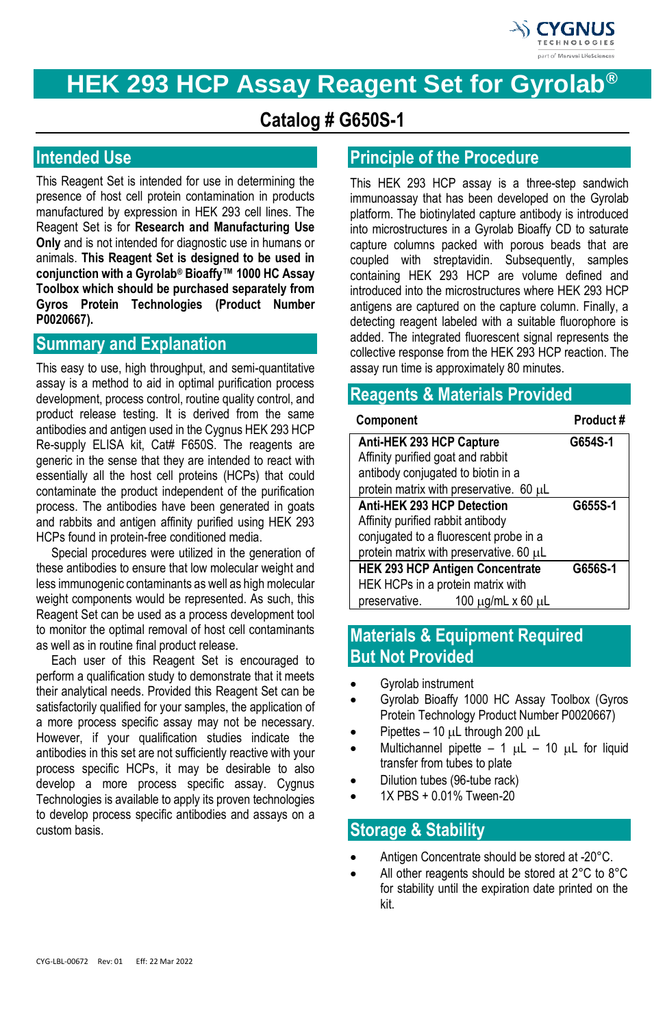# HEK 293 HCP Assay Reagent Set for Gyrolab®

## Catalog # G650S-1

## Intended Use

This Reagent Set is intended for use in determining the presence of host cell protein contamination in products manufactured by expression in HEK 293 cell lines. The Reagent Set is for **Research and Manufacturing Use Only** and is not intended for diagnostic use in humans or animals. **This Reagent Set is designed to be used in conjunction with a Gyrolab® Bioaffy™ 1000 HC Assay Toolbox which should be purchased separately from Gyros Protein Technologies (Product Number P0020667).**

## Summary and Explanation

This easy to use, high throughput, and semi-quantitative assay is a method to aid in optimal purification process development, process control, routine quality control, and product release testing. It is derived from the same antibodies and antigen used in the Cygnus HEK 293 HCP Re-supply ELISA kit, Cat# F650S. The reagents are generic in the sense that they are intended to react with essentially all the host cell proteins (HCPs) that could contaminate the product independent of the purification process. The antibodies have been generated in goats and rabbits and antigen affinity purified using HEK 293 HCPs found in protein-free conditioned media.

Special procedures were utilized in the generation of these antibodies to ensure that low molecular weight and less immunogenic contaminants as well as high molecular weight components would be represented. As such, this Reagent Set can be used as a process development tool to monitor the optimal removal of host cell contaminants as well as in routine final product release.

Each user of this Reagent Set is encouraged to perform a qualification study to demonstrate that it meets their analytical needs. Provided this Reagent Set can be satisfactorily qualified for your samples, the application of a more process specific assay may not be necessary. However, if your qualification studies indicate the antibodies in this set are not sufficiently reactive with your process specific HCPs, it may be desirable to also develop a more process specific assay. Cygnus Technologies is available to apply its proven technologies to develop process specific antibodies and assays on a custom basis.

## Principle of the Procedure

This HEK 293 HCP assay is a three-step sandwich immunoassay that has been developed on the Gyrolab platform. The biotinylated capture antibody is introduced into microstructures in a Gyrolab Bioaffy CD to saturate capture columns packed with porous beads that are coupled with streptavidin. Subsequently, samples containing HEK 293 HCP are volume defined and introduced into the microstructures where HEK 293 HCP antigens are captured on the capture column. Finally, a detecting reagent labeled with a suitable fluorophore is added. The integrated fluorescent signal represents the collective response from the HEK 293 HCP reaction. The assay run time is approximately 80 minutes.

## Reagents & Materials Provided

| Component | Product # |
| --- | --- |
| **Anti-HEK 293 HCP Capture** Affinity purified goat and rabbit antibody conjugated to biotin in a protein matrix with preservative. 60 µL | **G654S-1** |
| **Anti-HEK 293 HCP Detection** Affinity purified rabbit antibody conjugated to a fluorescent probe in a protein matrix with preservative. 60 µL | **G655S-1** |
| **HEK 293 HCP Antigen Concentrate** HEK HCPs in a protein matrix with preservative. 100 µg/mL x 60 µL | **G656S-1** |

## Materials & Equipment Required But Not Provided

- Gyrolab instrument
- Gyrolab Bioaffy 1000 HC Assay Toolbox (Gyros Protein Technology Product Number P0020667)
- Pipettes – 10 µL through 200 µL
- Multichannel pipette – 1 µL – 10 µL for liquid transfer from tubes to plate
- Dilution tubes (96-tube rack)
- 1X PBS + 0.01% Tween-20

## Storage & Stability

- Antigen Concentrate should be stored at -20°C.
- All other reagents should be stored at 2°C to 8°C for stability until the expiration date printed on the kit.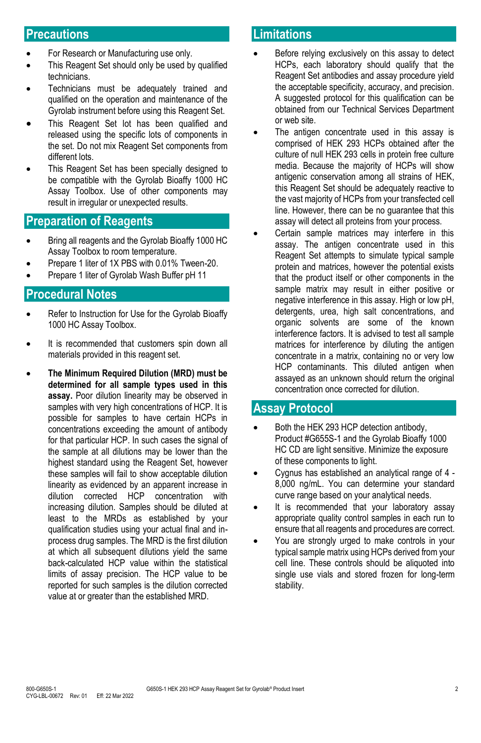## Precautions

- For Research or Manufacturing use only.
- This Reagent Set should only be used by qualified technicians.
- Technicians must be adequately trained and qualified on the operation and maintenance of the Gyrolab instrument before using this Reagent Set.
- This Reagent Set lot has been qualified and released using the specific lots of components in the set. Do not mix Reagent Set components from different lots.
- This Reagent Set has been specially designed to be compatible with the Gyrolab Bioaffy 1000 HC Assay Toolbox. Use of other components may result in irregular or unexpected results.

## Preparation of Reagents

- Bring all reagents and the Gyrolab Bioaffy 1000 HC Assay Toolbox to room temperature.
- Prepare 1 liter of 1X PBS with 0.01% Tween-20.
- Prepare 1 liter of Gyrolab Wash Buffer pH 11

## Procedural Notes

- Refer to Instruction for Use for the Gyrolab Bioaffy 1000 HC Assay Toolbox.
- It is recommended that customers spin down all materials provided in this reagent set.
- **The Minimum Required Dilution (MRD) must be determined for all sample types used in this assay.** Poor dilution linearity may be observed in samples with very high concentrations of HCP. It is possible for samples to have certain HCPs in concentrations exceeding the amount of antibody for that particular HCP. In such cases the signal of the sample at all dilutions may be lower than the highest standard using the Reagent Set, however these samples will fail to show acceptable dilution linearity as evidenced by an apparent increase in dilution corrected HCP concentration with increasing dilution. Samples should be diluted at least to the MRDs as established by your qualification studies using your actual final and in-process drug samples. The MRD is the first dilution at which all subsequent dilutions yield the same back-calculated HCP value within the statistical limits of assay precision. The HCP value to be reported for such samples is the dilution corrected value at or greater than the established MRD.

## Limitations

- Before relying exclusively on this assay to detect HCPs, each laboratory should qualify that the Reagent Set antibodies and assay procedure yield the acceptable specificity, accuracy, and precision. A suggested protocol for this qualification can be obtained from our Technical Services Department or web site.
- The antigen concentrate used in this assay is comprised of HEK 293 HCPs obtained after the culture of null HEK 293 cells in protein free culture media. Because the majority of HCPs will show antigenic conservation among all strains of HEK, this Reagent Set should be adequately reactive to the vast majority of HCPs from your transfected cell line. However, there can be no guarantee that this assay will detect all proteins from your process.
- Certain sample matrices may interfere in this assay. The antigen concentrate used in this Reagent Set attempts to simulate typical sample protein and matrices, however the potential exists that the product itself or other components in the sample matrix may result in either positive or negative interference in this assay. High or low pH, detergents, urea, high salt concentrations, and organic solvents are some of the known interference factors. It is advised to test all sample matrices for interference by diluting the antigen concentrate in a matrix, containing no or very low HCP contaminants. This diluted antigen when assayed as an unknown should return the original concentration once corrected for dilution.

## Assay Protocol

- Both the HEK 293 HCP detection antibody, Product #G655S-1 and the Gyrolab Bioaffy 1000 HC CD are light sensitive. Minimize the exposure of these components to light.
- Cygnus has established an analytical range of 4 - 8,000 ng/mL. You can determine your standard curve range based on your analytical needs.
- It is recommended that your laboratory assay appropriate quality control samples in each run to ensure that all reagents and procedures are correct.
- You are strongly urged to make controls in your typical sample matrix using HCPs derived from your cell line. These controls should be aliquoted into single use vials and stored frozen for long-term stability.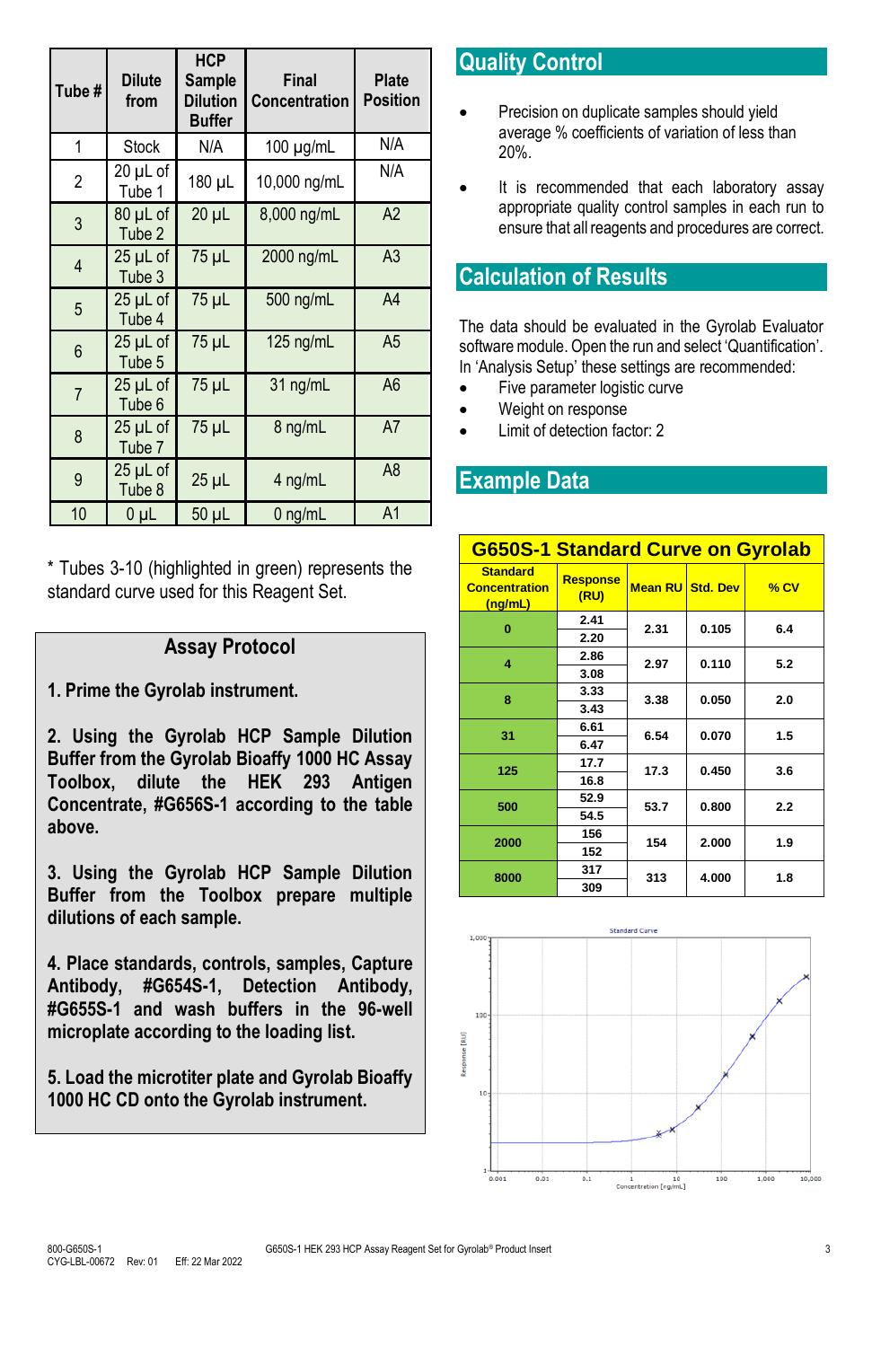| Tube # | Dilute from | HCP Sample Dilution Buffer | Final Concentration | Plate Position |
|---|---|---|---|---|
| 1 | Stock | N/A | 100 µg/mL | N/A |
| 2 | 20 µL of Tube 1 | 180 µL | 10,000 ng/mL | N/A |
| 3 | 80 µL of Tube 2 | 20 µL | 8,000 ng/mL | A2 |
| 4 | 25 µL of Tube 3 | 75 µL | 2000 ng/mL | A3 |
| 5 | 25 µL of Tube 4 | 75 µL | 500 ng/mL | A4 |
| 6 | 25 µL of Tube 5 | 75 µL | 125 ng/mL | A5 |
| 7 | 25 µL of Tube 6 | 75 µL | 31 ng/mL | A6 |
| 8 | 25 µL of Tube 7 | 75 µL | 8 ng/mL | A7 |
| 9 | 25 µL of Tube 8 | 25 µL | 4 ng/mL | A8 |
| 10 | 0 µL | 50 µL | 0 ng/mL | A1 |

* Tubes 3-10 (highlighted in green) represents the standard curve used for this Reagent Set.

## Assay Protocol

**1. Prime the Gyrolab instrument.**

**2. Using the Gyrolab HCP Sample Dilution Buffer from the Gyrolab Bioaffy 1000 HC Assay Toolbox, dilute the HEK 293 Antigen Concentrate, #G656S-1 according to the table above.**

**3. Using the Gyrolab HCP Sample Dilution Buffer from the Toolbox prepare multiple dilutions of each sample.**

**4. Place standards, controls, samples, Capture Antibody, #G654S-1, Detection Antibody, #G655S-1 and wash buffers in the 96-well microplate according to the loading list.**

**5. Load the microtiter plate and Gyrolab Bioaffy 1000 HC CD onto the Gyrolab instrument.**

## Quality Control

- Precision on duplicate samples should yield average % coefficients of variation of less than 20%.
- It is recommended that each laboratory assay appropriate quality control samples in each run to ensure that all reagents and procedures are correct.

## Calculation of Results

The data should be evaluated in the Gyrolab Evaluator software module. Open the run and select 'Quantification'. In 'Analysis Setup' these settings are recommended:

- Five parameter logistic curve
- Weight on response
- Limit of detection factor: 2

## Example Data

**G650S-1 Standard Curve on Gyrolab**

| Standard Concentration (ng/mL) | Response (RU) | Mean RU | Std. Dev | % CV |
|---|---|---|---|---|
| 0 | 2.41 | 2.31 | 0.105 | 6.4 |
| | 2.20 | | | |
| 4 | 2.86 | 2.97 | 0.110 | 5.2 |
| | 3.08 | | | |
| 8 | 3.33 | 3.38 | 0.050 | 2.0 |
| | 3.43 | | | |
| 31 | 6.61 | 6.54 | 0.070 | 1.5 |
| | 6.47 | | | |
| 125 | 17.7 | 17.3 | 0.450 | 3.6 |
| | 16.8 | | | |
| 500 | 52.9 | 53.7 | 0.800 | 2.2 |
| | 54.5 | | | |
| 2000 | 156 | 154 | 2.000 | 1.9 |
| | 152 | | | |
| 8000 | 317 | 313 | 4.000 | 1.8 |
| | 309 | | | |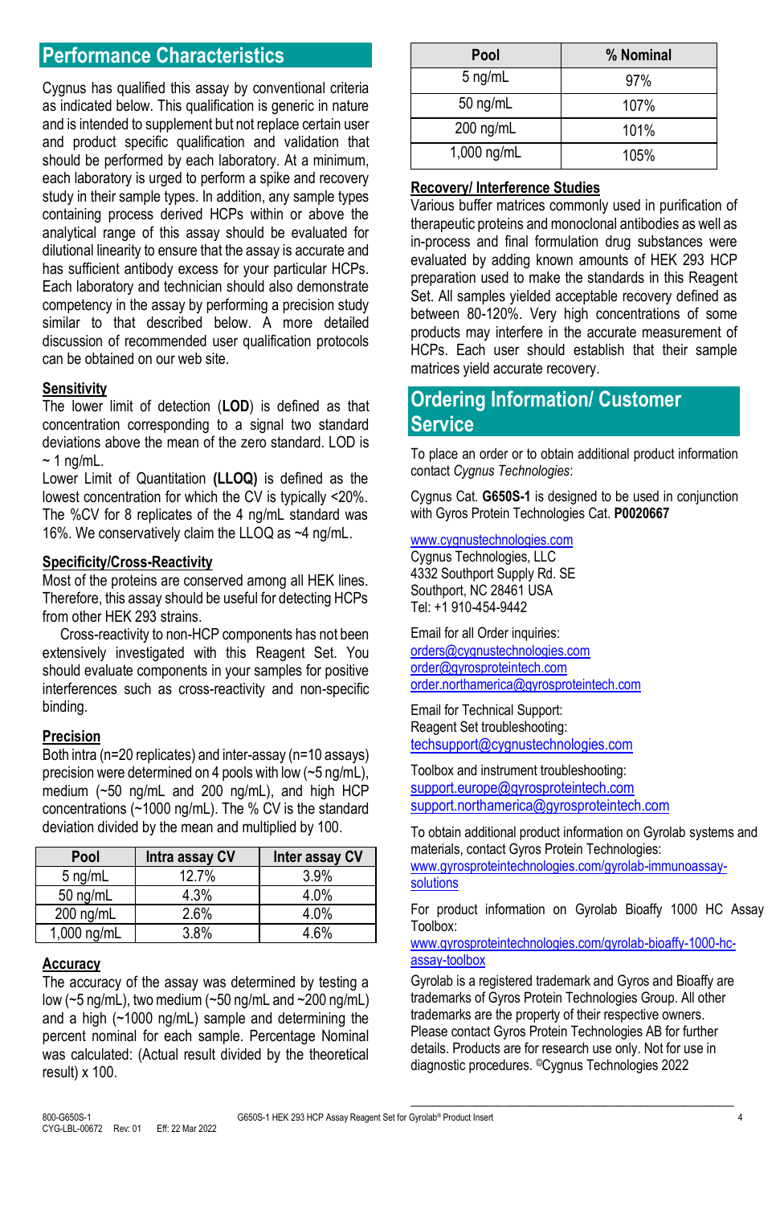## Performance Characteristics

Cygnus has qualified this assay by conventional criteria as indicated below. This qualification is generic in nature and is intended to supplement but not replace certain user and product specific qualification and validation that should be performed by each laboratory. At a minimum, each laboratory is urged to perform a spike and recovery study in their sample types. In addition, any sample types containing process derived HCPs within or above the analytical range of this assay should be evaluated for dilutional linearity to ensure that the assay is accurate and has sufficient antibody excess for your particular HCPs. Each laboratory and technician should also demonstrate competency in the assay by performing a precision study similar to that described below. A more detailed discussion of recommended user qualification protocols can be obtained on our web site.

### Sensitivity

The lower limit of detection (**LOD**) is defined as that concentration corresponding to a signal two standard deviations above the mean of the zero standard. LOD is ~ 1 ng/mL.

Lower Limit of Quantitation **(LLOQ)** is defined as the lowest concentration for which the CV is typically <20%. The %CV for 8 replicates of the 4 ng/mL standard was 16%. We conservatively claim the LLOQ as ~4 ng/mL.

### Specificity/Cross-Reactivity

Most of the proteins are conserved among all HEK lines. Therefore, this assay should be useful for detecting HCPs from other HEK 293 strains.

Cross-reactivity to non-HCP components has not been extensively investigated with this Reagent Set. You should evaluate components in your samples for positive interferences such as cross-reactivity and non-specific binding.

### Precision

Both intra (n=20 replicates) and inter-assay (n=10 assays) precision were determined on 4 pools with low (~5 ng/mL), medium (~50 ng/mL and 200 ng/mL), and high HCP concentrations (~1000 ng/mL). The % CV is the standard deviation divided by the mean and multiplied by 100.

| Pool | Intra assay CV | Inter assay CV |
|---|---|---|
| 5 ng/mL | 12.7% | 3.9% |
| 50 ng/mL | 4.3% | 4.0% |
| 200 ng/mL | 2.6% | 4.0% |
| 1,000 ng/mL | 3.8% | 4.6% |

### Accuracy

The accuracy of the assay was determined by testing a low (~5 ng/mL), two medium (~50 ng/mL and ~200 ng/mL) and a high (~1000 ng/mL) sample and determining the percent nominal for each sample. Percentage Nominal was calculated: (Actual result divided by the theoretical result) x 100.

| Pool | % Nominal |
|---|---|
| 5 ng/mL | 97% |
| 50 ng/mL | 107% |
| 200 ng/mL | 101% |
| 1,000 ng/mL | 105% |

### Recovery/ Interference Studies

Various buffer matrices commonly used in purification of therapeutic proteins and monoclonal antibodies as well as in-process and final formulation drug substances were evaluated by adding known amounts of HEK 293 HCP preparation used to make the standards in this Reagent Set. All samples yielded acceptable recovery defined as between 80-120%. Very high concentrations of some products may interfere in the accurate measurement of HCPs. Each user should establish that their sample matrices yield accurate recovery.

## Ordering Information/ Customer Service

To place an order or to obtain additional product information contact *Cygnus Technologies*:

Cygnus Cat. **G650S-1** is designed to be used in conjunction with Gyros Protein Technologies Cat. **P0020667**

www.cygnustechnologies.com
Cygnus Technologies, LLC
4332 Southport Supply Rd. SE
Southport, NC 28461 USA
Tel: +1 910-454-9442

Email for all Order inquiries:
orders@cygnustechnologies.com
order@gyrosproteintech.com
order.northamerica@gyrosproteintech.com

Email for Technical Support:
Reagent Set troubleshooting:
techsupport@cygnustechnologies.com

Toolbox and instrument troubleshooting:
support.europe@gyrosproteintech.com
support.northamerica@gyrosproteintech.com

To obtain additional product information on Gyrolab systems and materials, contact Gyros Protein Technologies:
www.gyrosproteintechnologies.com/gyrolab-immunoassay-solutions

For product information on Gyrolab Bioaffy 1000 HC Assay Toolbox:
www.gyrosproteintechnologies.com/gyrolab-bioaffy-1000-hc-assay-toolbox

Gyrolab is a registered trademark and Gyros and Bioaffy are trademarks of Gyros Protein Technologies Group. All other trademarks are the property of their respective owners. Please contact Gyros Protein Technologies AB for further details. Products are for research use only. Not for use in diagnostic procedures. ©Cygnus Technologies 2022

800-G650S-1
CYG-LBL-00672 Rev: 01 Eff: 22 Mar 2022
G650S-1 HEK 293 HCP Assay Reagent Set for Gyrolab® Product Insert